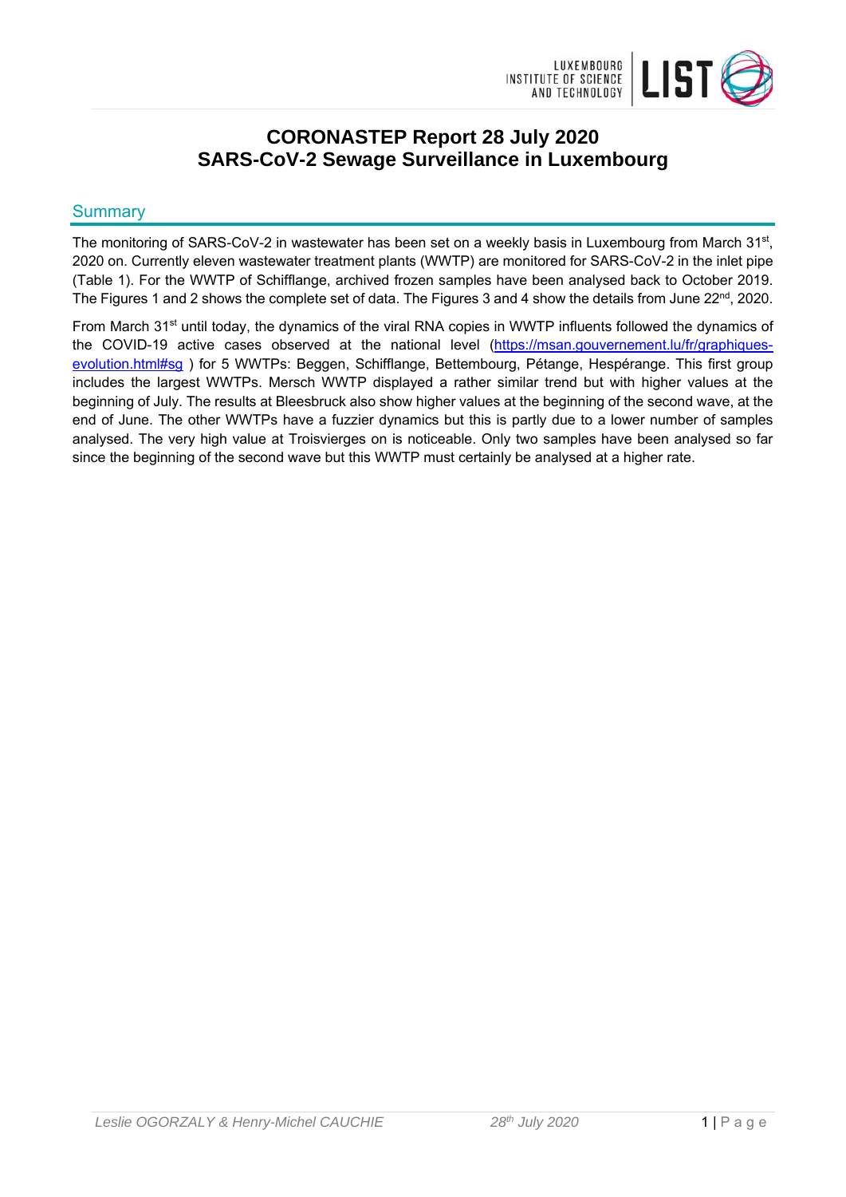# CORONASTEP Report 28 July 2020
# SARS-CoV-2 Sewage Surveillance in Luxembourg

## Summary

The monitoring of SARS-CoV-2 in wastewater has been set on a weekly basis in Luxembourg from March 31st, 2020 on. Currently eleven wastewater treatment plants (WWTP) are monitored for SARS-CoV-2 in the inlet pipe (Table 1). For the WWTP of Schifflange, archived frozen samples have been analysed back to October 2019. The Figures 1 and 2 shows the complete set of data. The Figures 3 and 4 show the details from June 22nd, 2020.

From March 31st until today, the dynamics of the viral RNA copies in WWTP influents followed the dynamics of the COVID-19 active cases observed at the national level ([https://msan.gouvernement.lu/fr/graphiques-evolution.html#sg](https://msan.gouvernement.lu/fr/graphiques-evolution.html#sg) ) for 5 WWTPs: Beggen, Schifflange, Bettembourg, Pétange, Hespérange. This first group includes the largest WWTPs. Mersch WWTP displayed a rather similar trend but with higher values at the beginning of July. The results at Bleesbruck also show higher values at the beginning of the second wave, at the end of June. The other WWTPs have a fuzzier dynamics but this is partly due to a lower number of samples analysed. The very high value at Troisvierges on is noticeable. Only two samples have been analysed so far since the beginning of the second wave but this WWTP must certainly be analysed at a higher rate.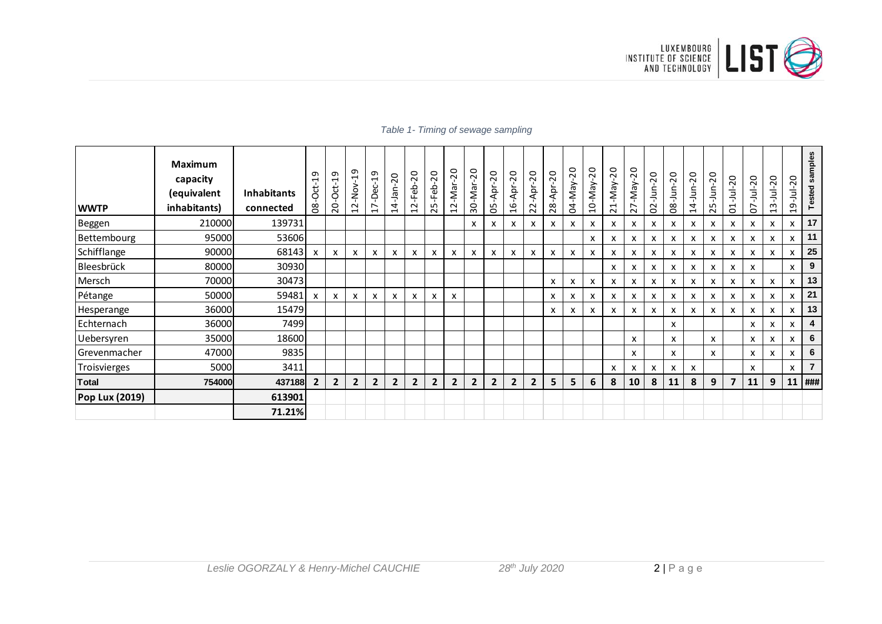*Table 1- Timing of sewage sampling*

| WWTP | Maximum capacity (equivalent inhabitants) | Inhabitants connected | 08-Oct-19 | 20-Oct-19 | 12-Nov-19 | 17-Dec-19 | 14-Jan-20 | 12-Feb-20 | 25-Feb-20 | 12-Mar-20 | 30-Mar-20 | 05-Apr-20 | 16-Apr-20 | 22-Apr-20 | 28-Apr-20 | 04-May-20 | 10-May-20 | 21-May-20 | 27-May-20 | 02-Jun-20 | 08-Jun-20 | 14-Jun-20 | 25-Jun-20 | 01-Jul-20 | 07-Jul-20 | 13-Jul-20 | 19-Jul-20 | Tested samples |
|---|---|---|---|---|---|---|---|---|---|---|---|---|---|---|---|---|---|---|---|---|---|---|---|---|---|---|---|---|
| Beggen | 210000 | 139731 | | | | | | | | | x | x | x | x | x | x | x | x | x | x | x | x | x | x | x | x | x | 17 |
| Bettembourg | 95000 | 53606 | | | | | | | | | | | | | | | x | x | x | x | x | x | x | x | x | x | x | 11 |
| Schifflange | 90000 | 68143 | x | x | x | x | x | x | x | x | x | x | x | x | x | x | x | x | x | x | x | x | x | x | x | x | x | 25 |
| Bleesbrück | 80000 | 30930 | | | | | | | | | | | | | | | | x | x | x | x | x | x | x | x | | x | 9 |
| Mersch | 70000 | 30473 | | | | | | | | | | | | | x | x | x | x | x | x | x | x | x | x | x | x | x | 13 |
| Pétange | 50000 | 59481 | x | x | x | x | x | x | x | x | | | | | x | x | x | x | x | x | x | x | x | x | x | x | x | 21 |
| Hesperange | 36000 | 15479 | | | | | | | | | | | | | x | x | x | x | x | x | x | x | x | x | x | x | x | 13 |
| Echternach | 36000 | 7499 | | | | | | | | | | | | | | | | | | | x | | | | x | x | x | 4 |
| Uebersyren | 35000 | 18600 | | | | | | | | | | | | | | | | | x | | x | | x | | x | x | x | 6 |
| Grevenmacher | 47000 | 9835 | | | | | | | | | | | | | | | | | x | | x | | x | | x | x | x | 6 |
| Troisvierges | 5000 | 3411 | | | | | | | | | | | | | | | | x | x | x | x | x | | | x | | x | 7 |
| **Total** | **754000** | **437188** | **2** | **2** | **2** | **2** | **2** | **2** | **2** | **2** | **2** | **2** | **2** | **2** | **5** | **5** | **6** | **8** | **10** | **8** | **11** | **8** | **9** | **7** | **11** | **9** | **11** | **###** |
| **Pop Lux (2019)** | | **613901** | | | | | | | | | | | | | | | | | | | | | | | | | | |
| | | **71.21%** | | | | | | | | | | | | | | | | | | | | | | | | | | |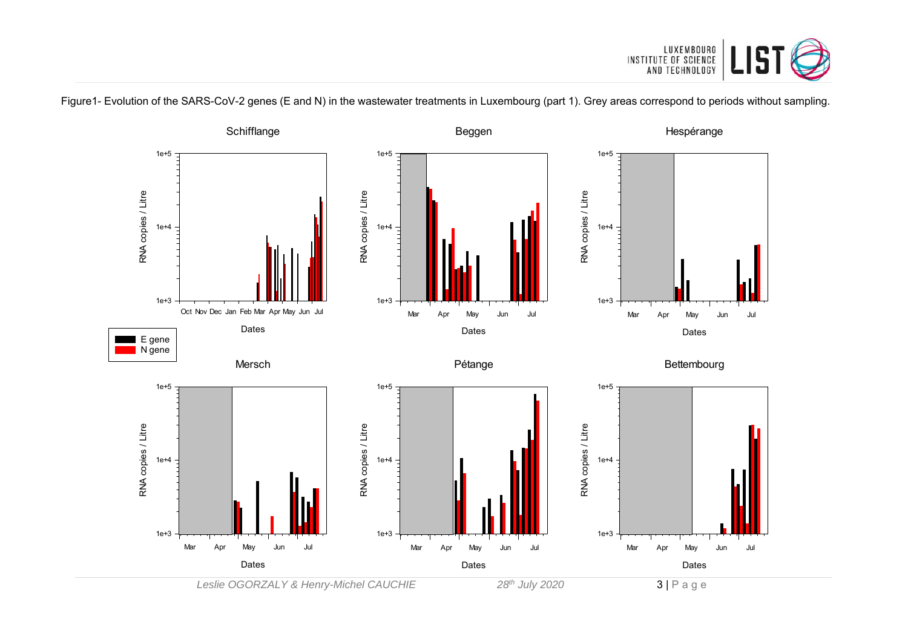Figure1- Evolution of the SARS-CoV-2 genes (E and N) in the wastewater treatments in Luxembourg (part 1). Grey areas correspond to periods without sampling.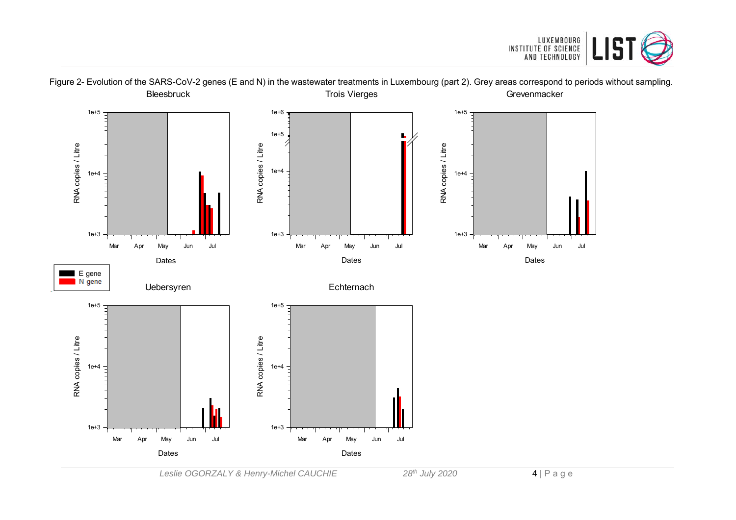Figure 2- Evolution of the SARS-CoV-2 genes (E and N) in the wastewater treatments in Luxembourg (part 2). Grey areas correspond to periods without sampling.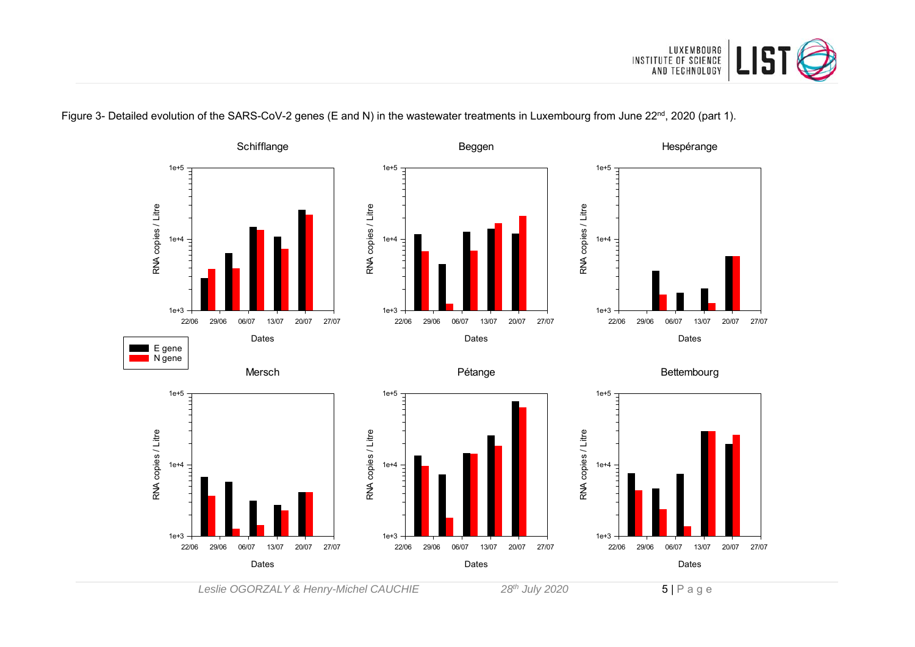Figure 3- Detailed evolution of the SARS-CoV-2 genes (E and N) in the wastewater treatments in Luxembourg from June 22nd, 2020 (part 1).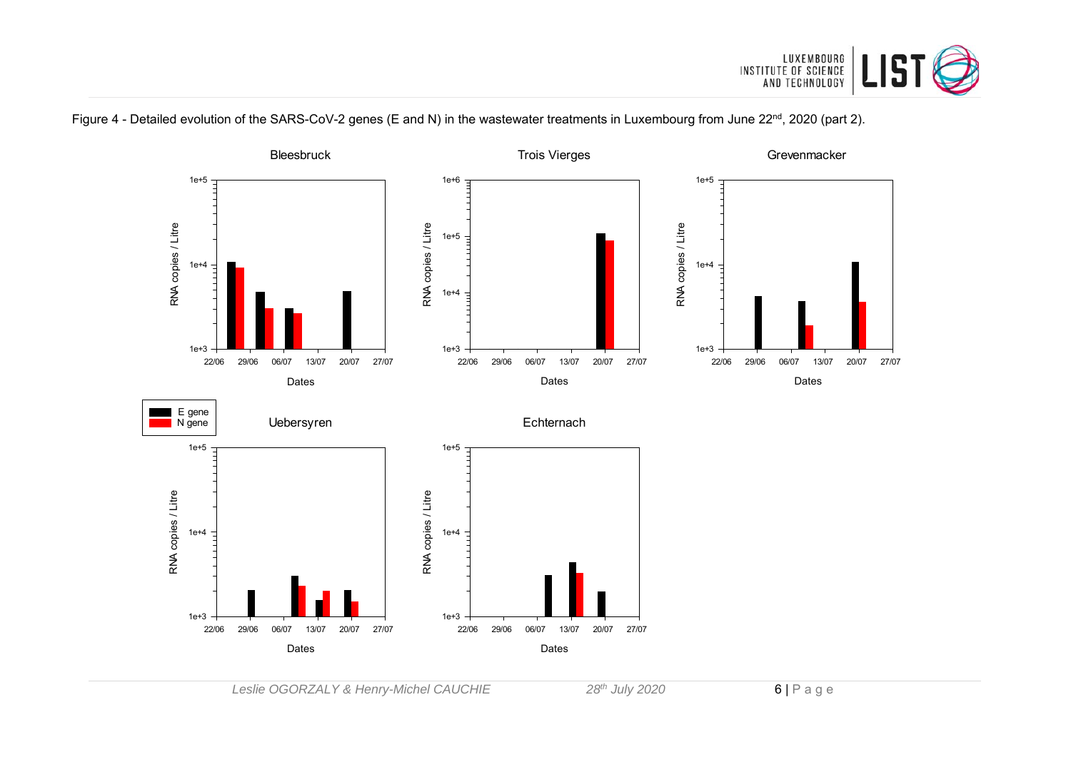Figure 4 - Detailed evolution of the SARS-CoV-2 genes (E and N) in the wastewater treatments in Luxembourg from June 22nd, 2020 (part 2).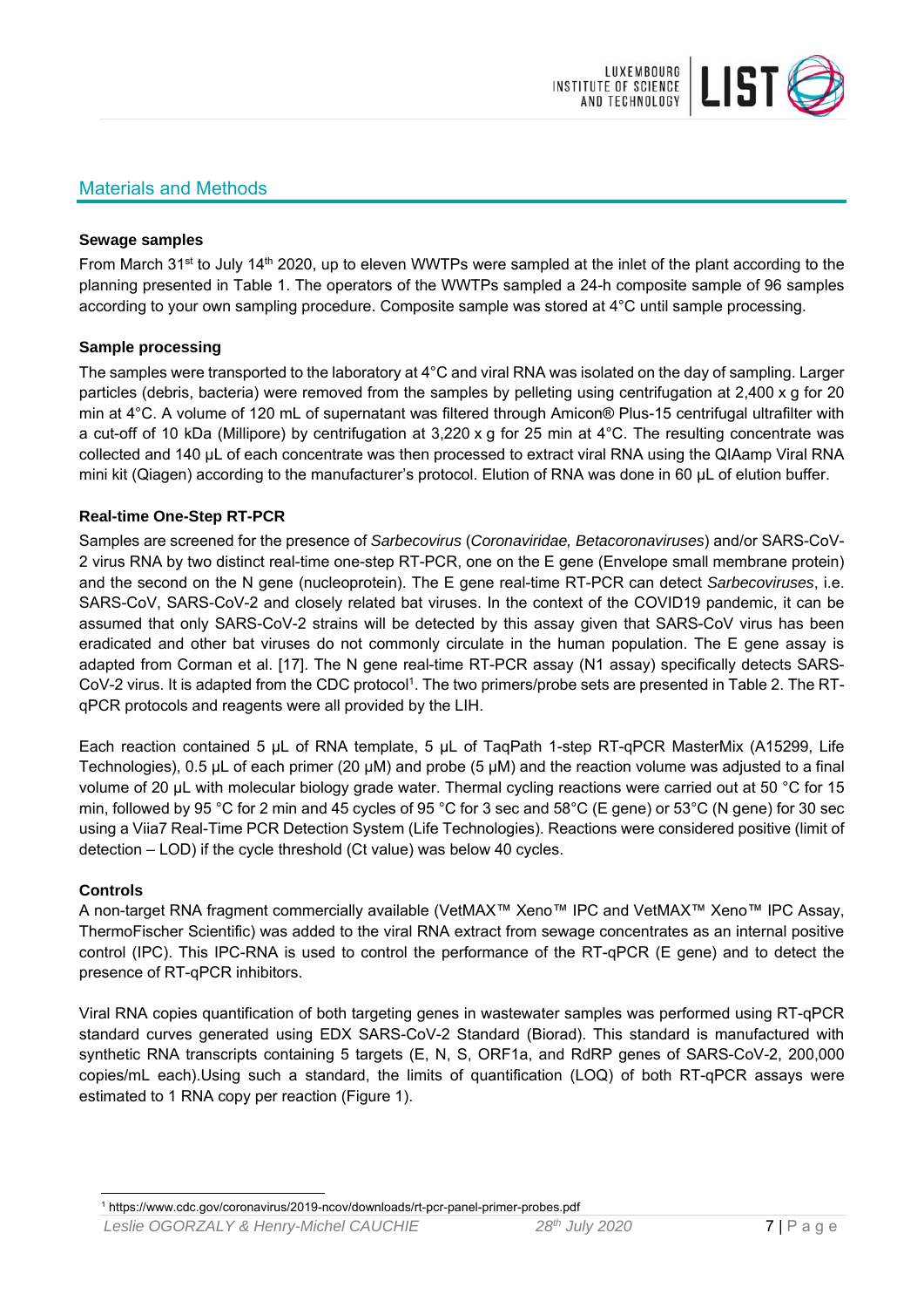## Materials and Methods

**Sewage samples**

From March 31st to July 14th 2020, up to eleven WWTPs were sampled at the inlet of the plant according to the planning presented in Table 1. The operators of the WWTPs sampled a 24-h composite sample of 96 samples according to your own sampling procedure. Composite sample was stored at 4°C until sample processing.

**Sample processing**

The samples were transported to the laboratory at 4°C and viral RNA was isolated on the day of sampling. Larger particles (debris, bacteria) were removed from the samples by pelleting using centrifugation at 2,400 x g for 20 min at 4°C. A volume of 120 mL of supernatant was filtered through Amicon® Plus-15 centrifugal ultrafilter with a cut-off of 10 kDa (Millipore) by centrifugation at 3,220 x g for 25 min at 4°C. The resulting concentrate was collected and 140 µL of each concentrate was then processed to extract viral RNA using the QIAamp Viral RNA mini kit (Qiagen) according to the manufacturer's protocol. Elution of RNA was done in 60 µL of elution buffer.

**Real-time One-Step RT-PCR**

Samples are screened for the presence of *Sarbecovirus* (*Coronaviridae, Betacoronaviruses*) and/or SARS-CoV-2 virus RNA by two distinct real-time one-step RT-PCR, one on the E gene (Envelope small membrane protein) and the second on the N gene (nucleoprotein). The E gene real-time RT-PCR can detect *Sarbecoviruses*, i.e. SARS-CoV, SARS-CoV-2 and closely related bat viruses. In the context of the COVID19 pandemic, it can be assumed that only SARS-CoV-2 strains will be detected by this assay given that SARS-CoV virus has been eradicated and other bat viruses do not commonly circulate in the human population. The E gene assay is adapted from Corman et al. [17]. The N gene real-time RT-PCR assay (N1 assay) specifically detects SARS-CoV-2 virus. It is adapted from the CDC protocol[1]. The two primers/probe sets are presented in Table 2. The RT-qPCR protocols and reagents were all provided by the LIH.

Each reaction contained 5 µL of RNA template, 5 µL of TaqPath 1-step RT-qPCR MasterMix (A15299, Life Technologies), 0.5 µL of each primer (20 µM) and probe (5 µM) and the reaction volume was adjusted to a final volume of 20 µL with molecular biology grade water. Thermal cycling reactions were carried out at 50 °C for 15 min, followed by 95 °C for 2 min and 45 cycles of 95 °C for 3 sec and 58°C (E gene) or 53°C (N gene) for 30 sec using a Viia7 Real-Time PCR Detection System (Life Technologies). Reactions were considered positive (limit of detection – LOD) if the cycle threshold (Ct value) was below 40 cycles.

**Controls**

A non-target RNA fragment commercially available (VetMAX™ Xeno™ IPC and VetMAX™ Xeno™ IPC Assay, ThermoFischer Scientific) was added to the viral RNA extract from sewage concentrates as an internal positive control (IPC). This IPC-RNA is used to control the performance of the RT-qPCR (E gene) and to detect the presence of RT-qPCR inhibitors.

Viral RNA copies quantification of both targeting genes in wastewater samples was performed using RT-qPCR standard curves generated using EDX SARS-CoV-2 Standard (Biorad). This standard is manufactured with synthetic RNA transcripts containing 5 targets (E, N, S, ORF1a, and RdRP genes of SARS-CoV-2, 200,000 copies/mL each).Using such a standard, the limits of quantification (LOQ) of both RT-qPCR assays were estimated to 1 RNA copy per reaction (Figure 1).

[1] https://www.cdc.gov/coronavirus/2019-ncov/downloads/rt-pcr-panel-primer-probes.pdf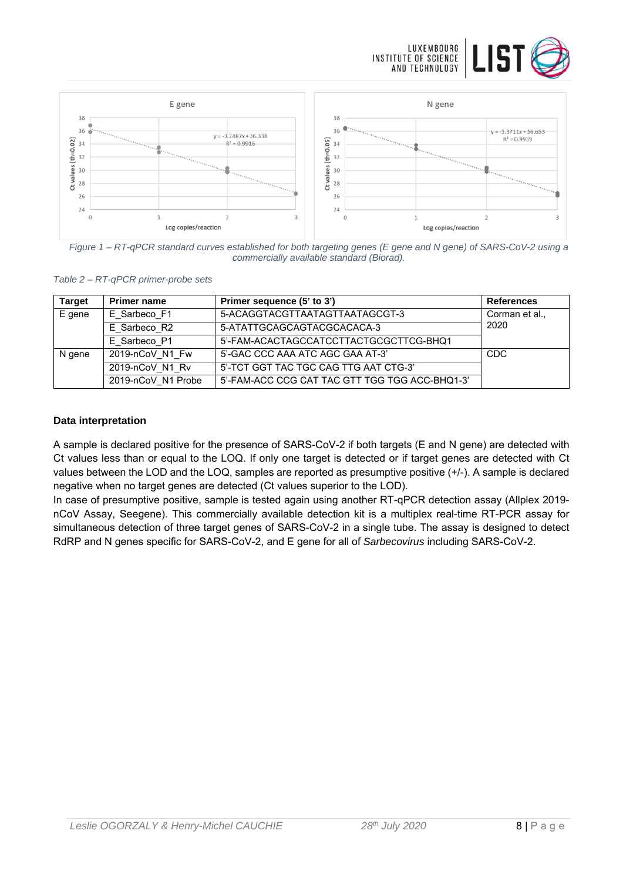*Figure 1 – RT-qPCR standard curves established for both targeting genes (E gene and N gene) of SARS-CoV-2 using a commercially available standard (Biorad).*

*Table 2 – RT-qPCR primer-probe sets*

| Target | Primer name | Primer sequence (5' to 3') | References |
|---|---|---|---|
| E gene | E_Sarbeco_F1 | 5-ACAGGTACGTTAATAGTTAATAGCGT-3 | Corman et al., 2020 |
| | E_Sarbeco_R2 | 5-ATATTGCAGCAGTACGCACACA-3 | |
| | E_Sarbeco_P1 | 5'-FAM-ACACTAGCCATCCTTACTGCGCTTCG-BHQ1 | |
| N gene | 2019-nCoV_N1_Fw | 5'-GAC CCC AAA ATC AGC GAA AT-3' | CDC |
| | 2019-nCoV_N1_Rv | 5'-TCT GGT TAC TGC CAG TTG AAT CTG-3' | |
| | 2019-nCoV_N1 Probe | 5'-FAM-ACC CCG CAT TAC GTT TGG TGG ACC-BHQ1-3' | |

**Data interpretation**

A sample is declared positive for the presence of SARS-CoV-2 if both targets (E and N gene) are detected with Ct values less than or equal to the LOQ. If only one target is detected or if target genes are detected with Ct values between the LOD and the LOQ, samples are reported as presumptive positive (+/-). A sample is declared negative when no target genes are detected (Ct values superior to the LOD).

In case of presumptive positive, sample is tested again using another RT-qPCR detection assay (Allplex 2019-nCoV Assay, Seegene). This commercially available detection kit is a multiplex real-time RT-PCR assay for simultaneous detection of three target genes of SARS-CoV-2 in a single tube. The assay is designed to detect RdRP and N genes specific for SARS-CoV-2, and E gene for all of *Sarbecovirus* including SARS-CoV-2.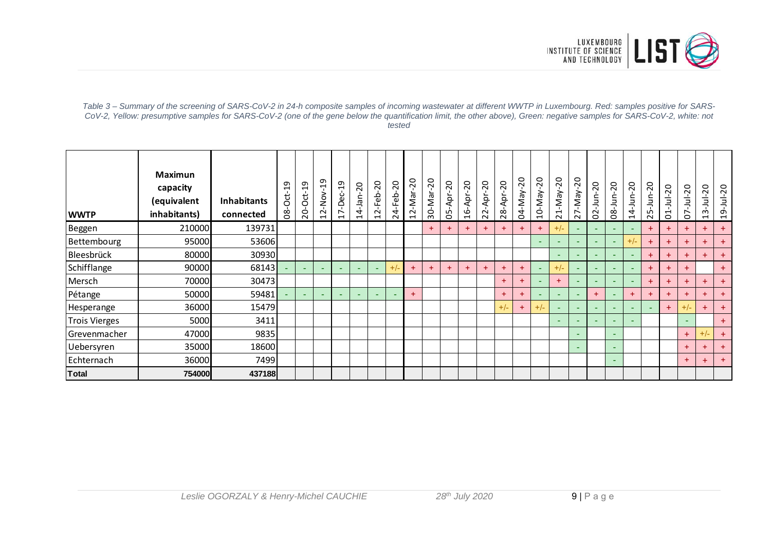*Table 3 – Summary of the screening of SARS-CoV-2 in 24-h composite samples of incoming wastewater at different WWTP in Luxembourg. Red: samples positive for SARS-CoV-2, Yellow: presumptive samples for SARS-CoV-2 (one of the gene below the quantification limit, the other above), Green: negative samples for SARS-CoV-2, white: not tested*

| WWTP | Maximun capacity (equivalent inhabitants) | Inhabitants connected | 08-Oct-19 | 20-Oct-19 | 12-Nov-19 | 17-Dec-19 | 14-Jan-20 | 12-Feb-20 | 24-Feb-20 | 12-Mar-20 | 30-Mar-20 | 05-Apr-20 | 16-Apr-20 | 22-Apr-20 | 28-Apr-20 | 04-May-20 | 10-May-20 | 21-May-20 | 27-May-20 | 02-Jun-20 | 08-Jun-20 | 14-Jun-20 | 25-Jun-20 | 01-Jul-20 | 07-Jul-20 | 13-Jul-20 | 19-Jul-20 |
|---|---|---|---|---|---|---|---|---|---|---|---|---|---|---|---|---|---|---|---|---|---|---|---|---|---|---|---|
| Beggen | 210000 | 139731 | | | | | | | | | + | + | + | + | + | + | + | +/- | - | - | - | - | + | + | + | + | + |
| Bettembourg | 95000 | 53606 | | | | | | | | | | | | | | | - | - | - | - | - | +/- | + | + | + | + | + |
| Bleesbrück | 80000 | 30930 | | | | | | | | | | | | | | | | - | - | - | - | - | + | + | + | + | + |
| Schifflange | 90000 | 68143 | - | - | - | - | - | - | +/- | + | + | + | + | + | + | + | - | +/- | - | - | - | - | + | + | + | | + |
| Mersch | 70000 | 30473 | | | | | | | | | | | | | + | + | - | + | - | - | - | - | + | + | + | + | + |
| Pétange | 50000 | 59481 | - | - | - | - | - | - | - | + | | | | | + | + | - | - | - | + | - | + | + | + | + | + | + |
| Hesperange | 36000 | 15479 | | | | | | | | | | | | | +/- | + | +/- | - | - | - | - | - | - | + | +/- | + | + |
| Trois Vierges | 5000 | 3411 | | | | | | | | | | | | | | | | - | - | - | - | - | | | - | | + |
| Grevenmacher | 47000 | 9835 | | | | | | | | | | | | | | | | | - | | - | | | | + | +/- | + |
| Uebersyren | 35000 | 18600 | | | | | | | | | | | | | | | | | - | | - | | | | + | + | + |
| Echternach | 36000 | 7499 | | | | | | | | | | | | | | | | | | | - | | | | + | + | + |
| **Total** | **754000** | **437188** | | | | | | | | | | | | | | | | | | | | | | | | | |